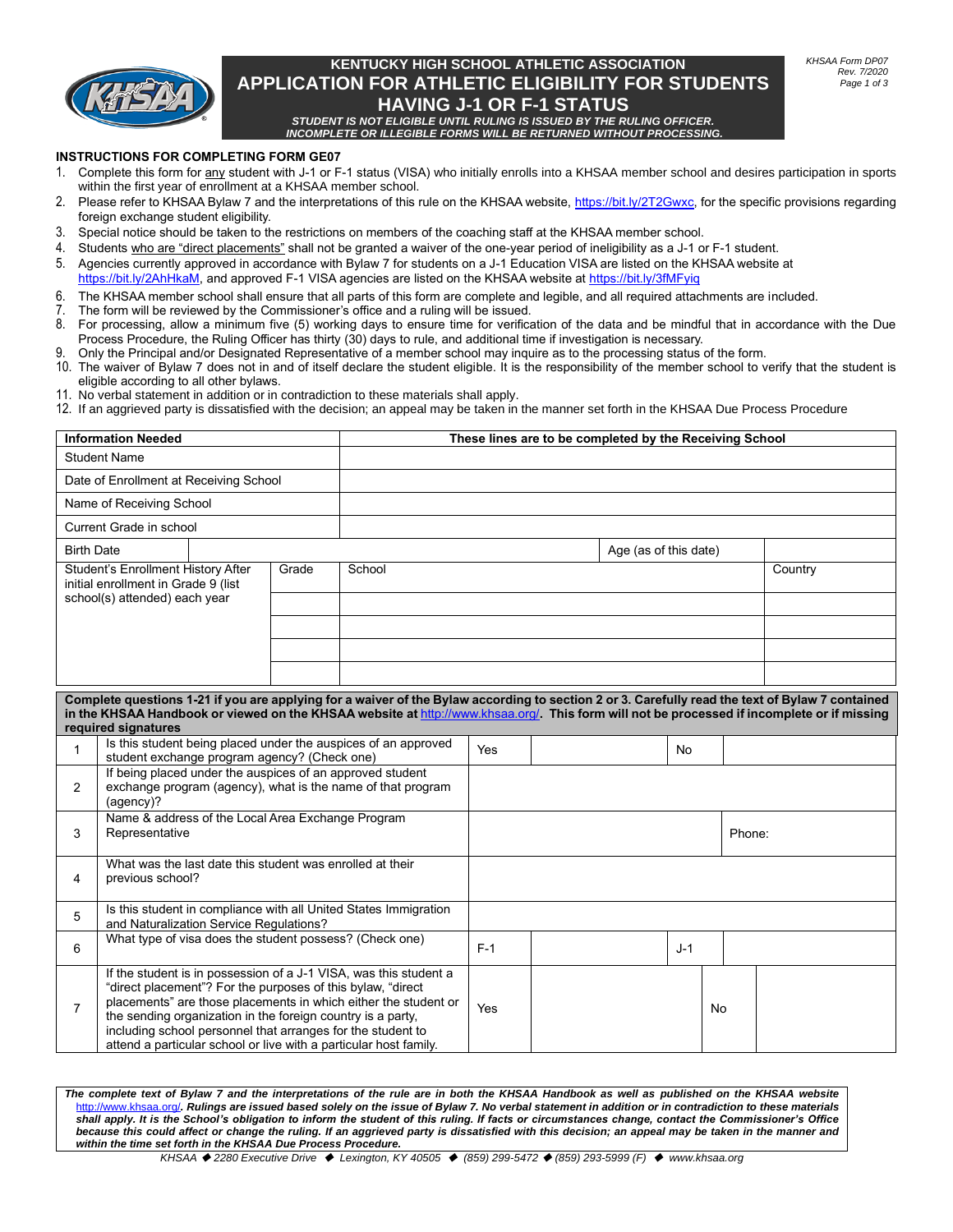# KENTUCKY HIGH SCHOOL ATHLETIC ASSOCIATION

## APPLICATION FOR ATHLETIC ELIGIBILITY FOR STUDENTS HAVING J-1 OR F-1 STATUS

***STUDENT IS NOT ELIGIBLE UNTIL RULING IS ISSUED BY THE RULING OFFICER. INCOMPLETE OR ILLEGIBLE FORMS WILL BE RETURNED WITHOUT PROCESSING.***

*KHSAA Form DP07*
*Rev. 7/2020*

### INSTRUCTIONS FOR COMPLETING FORM GE07

1. Complete this form for any student with J-1 or F-1 status (VISA) who initially enrolls into a KHSAA member school and desires participation in sports within the first year of enrollment at a KHSAA member school.
2. Please refer to KHSAA Bylaw 7 and the interpretations of this rule on the KHSAA website, https://bit.ly/2T2Gwxc, for the specific provisions regarding foreign exchange student eligibility.
3. Special notice should be taken to the restrictions on members of the coaching staff at the KHSAA member school.
4. Students who are "direct placements" shall not be granted a waiver of the one-year period of ineligibility as a J-1 or F-1 student.
5. Agencies currently approved in accordance with Bylaw 7 for students on a J-1 Education VISA are listed on the KHSAA website at https://bit.ly/2AhHkaM, and approved F-1 VISA agencies are listed on the KHSAA website at https://bit.ly/3fMFyiq
6. The KHSAA member school shall ensure that all parts of this form are complete and legible, and all required attachments are included.
7. The form will be reviewed by the Commissioner's office and a ruling will be issued.
8. For processing, allow a minimum five (5) working days to ensure time for verification of the data and be mindful that in accordance with the Due Process Procedure, the Ruling Officer has thirty (30) days to rule, and additional time if investigation is necessary.
9. Only the Principal and/or Designated Representative of a member school may inquire as to the processing status of the form.
10. The waiver of Bylaw 7 does not in and of itself declare the student eligible. It is the responsibility of the member school to verify that the student is eligible according to all other bylaws.
11. No verbal statement in addition or in contradiction to these materials shall apply.
12. If an aggrieved party is dissatisfied with the decision; an appeal may be taken in the manner set forth in the KHSAA Due Process Procedure

| Information Needed | These lines are to be completed by the Receiving School | | |
|---|---|---|---|
| Student Name | | | |
| Date of Enrollment at Receiving School | | | |
| Name of Receiving School | | | |
| Current Grade in school | | | |
| Birth Date | | Age (as of this date) | |
| Student's Enrollment History After initial enrollment in Grade 9 (list school(s) attended) each year | Grade | School | Country |
| | | | |
| | | | |
| | | | |
| | | | |

**Complete questions 1-21 if you are applying for a waiver of the Bylaw according to section 2 or 3. Carefully read the text of Bylaw 7 contained in the KHSAA Handbook or viewed on the KHSAA website at http://www.khsaa.org/. This form will not be processed if incomplete or if missing required signatures**

| # | Question | | | | |
|---|---|---|---|---|---|
| 1 | Is this student being placed under the auspices of an approved student exchange program agency? (Check one) | Yes | | No | |
| 2 | If being placed under the auspices of an approved student exchange program (agency), what is the name of that program (agency)? | | | | |
| 3 | Name & address of the Local Area Exchange Program Representative | | | Phone: | |
| 4 | What was the last date this student was enrolled at their previous school? | | | | |
| 5 | Is this student in compliance with all United States Immigration and Naturalization Service Regulations? | | | | |
| 6 | What type of visa does the student possess? (Check one) | F-1 | | J-1 | |
| 7 | If the student is in possession of a J-1 VISA, was this student a "direct placement"? For the purposes of this bylaw, "direct placements" are those placements in which either the student or the sending organization in the foreign country is a party, including school personnel that arranges for the student to attend a particular school or live with a particular host family. | Yes | | No | |

***The complete text of Bylaw 7 and the interpretations of the rule are in both the KHSAA Handbook as well as published on the KHSAA website http://www.khsaa.org/. Rulings are issued based solely on the issue of Bylaw 7. No verbal statement in addition or in contradiction to these materials shall apply. It is the School's obligation to inform the student of this ruling. If facts or circumstances change, contact the Commissioner's Office because this could affect or change the ruling. If an aggrieved party is dissatisfied with this decision; an appeal may be taken in the manner and within the time set forth in the KHSAA Due Process Procedure.***

*KHSAA ◆ 2280 Executive Drive ◆ Lexington, KY 40505 ◆ (859) 299-5472 ◆ (859) 293-5999 (F) ◆ www.khsaa.org*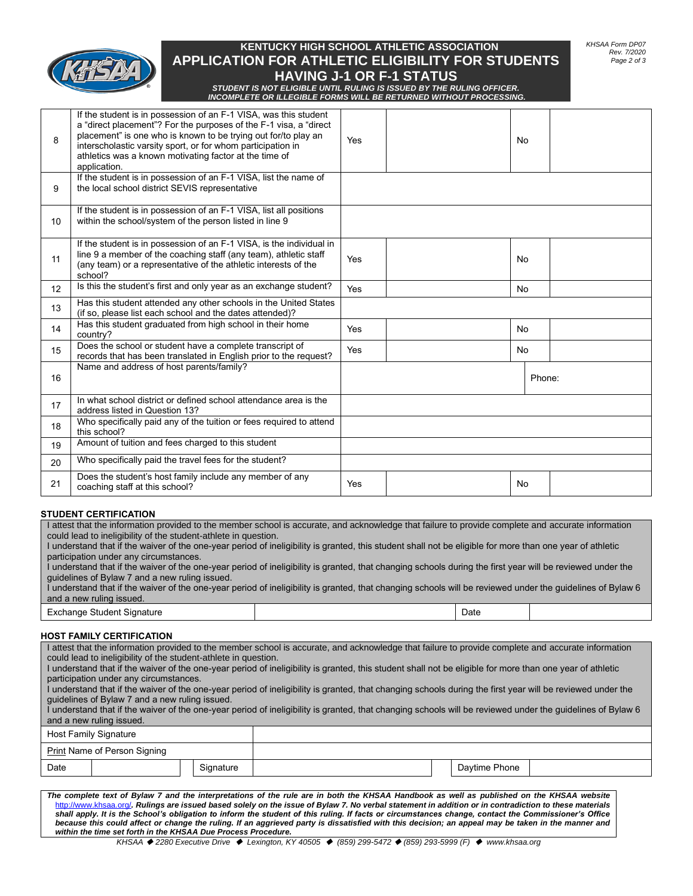# KENTUCKY HIGH SCHOOL ATHLETIC ASSOCIATION

## APPLICATION FOR ATHLETIC ELIGIBILITY FOR STUDENTS HAVING J-1 OR F-1 STATUS

***STUDENT IS NOT ELIGIBLE UNTIL RULING IS ISSUED BY THE RULING OFFICER. INCOMPLETE OR ILLEGIBLE FORMS WILL BE RETURNED WITHOUT PROCESSING.***

*KHSAA Form DP07 Rev. 7/2020*

| | | | | | |
|---|---|---|---|---|---|
| 8 | If the student is in possession of an F-1 VISA, was this student a "direct placement"? For the purposes of the F-1 visa, a "direct placement" is one who is known to be trying out for/to play an interscholastic varsity sport, or for whom participation in athletics was a known motivating factor at the time of application. | Yes | | No | |
| 9 | If the student is in possession of an F-1 VISA, list the name of the local school district SEVIS representative | | | | |
| 10 | If the student is in possession of an F-1 VISA, list all positions within the school/system of the person listed in line 9 | | | | |
| 11 | If the student is in possession of an F-1 VISA, is the individual in line 9 a member of the coaching staff (any team), athletic staff (any team) or a representative of the athletic interests of the school? | Yes | | No | |
| 12 | Is this the student's first and only year as an exchange student? | Yes | | No | |
| 13 | Has this student attended any other schools in the United States (if so, please list each school and the dates attended)? | | | | |
| 14 | Has this student graduated from high school in their home country? | Yes | | No | |
| 15 | Does the school or student have a complete transcript of records that has been translated in English prior to the request? | Yes | | No | |
| 16 | Name and address of host parents/family? | | | Phone: | |
| 17 | In what school district or defined school attendance area is the address listed in Question 13? | | | | |
| 18 | Who specifically paid any of the tuition or fees required to attend this school? | | | | |
| 19 | Amount of tuition and fees charged to this student | | | | |
| 20 | Who specifically paid the travel fees for the student? | | | | |
| 21 | Does the student's host family include any member of any coaching staff at this school? | Yes | | No | |

**STUDENT CERTIFICATION**

I attest that the information provided to the member school is accurate, and acknowledge that failure to provide complete and accurate information could lead to ineligibility of the student-athlete in question.
I understand that if the waiver of the one-year period of ineligibility is granted, this student shall not be eligible for more than one year of athletic participation under any circumstances.
I understand that if the waiver of the one-year period of ineligibility is granted, that changing schools during the first year will be reviewed under the guidelines of Bylaw 7 and a new ruling issued.
I understand that if the waiver of the one-year period of ineligibility is granted, that changing schools will be reviewed under the guidelines of Bylaw 6 and a new ruling issued.

| Exchange Student Signature | | Date | |
|---|---|---|---|

**HOST FAMILY CERTIFICATION**

I attest that the information provided to the member school is accurate, and acknowledge that failure to provide complete and accurate information could lead to ineligibility of the student-athlete in question.
I understand that if the waiver of the one-year period of ineligibility is granted, this student shall not be eligible for more than one year of athletic participation under any circumstances.
I understand that if the waiver of the one-year period of ineligibility is granted, that changing schools during the first year will be reviewed under the guidelines of Bylaw 7 and a new ruling issued.
I understand that if the waiver of the one-year period of ineligibility is granted, that changing schools will be reviewed under the guidelines of Bylaw 6 and a new ruling issued.

| Host Family Signature | | | | | |
|---|---|---|---|---|---|
| Print Name of Person Signing | | | | | |
| Date | | Signature | | Daytime Phone | |

***The complete text of Bylaw 7 and the interpretations of the rule are in both the KHSAA Handbook as well as published on the KHSAA website http://www.khsaa.org/. Rulings are issued based solely on the issue of Bylaw 7. No verbal statement in addition or in contradiction to these materials shall apply. It is the School's obligation to inform the student of this ruling. If facts or circumstances change, contact the Commissioner's Office because this could affect or change the ruling. If an aggrieved party is dissatisfied with this decision; an appeal may be taken in the manner and within the time set forth in the KHSAA Due Process Procedure.***

*KHSAA ◆ 2280 Executive Drive ◆ Lexington, KY 40505 ◆ (859) 299-5472 ◆ (859) 293-5999 (F) ◆ www.khsaa.org*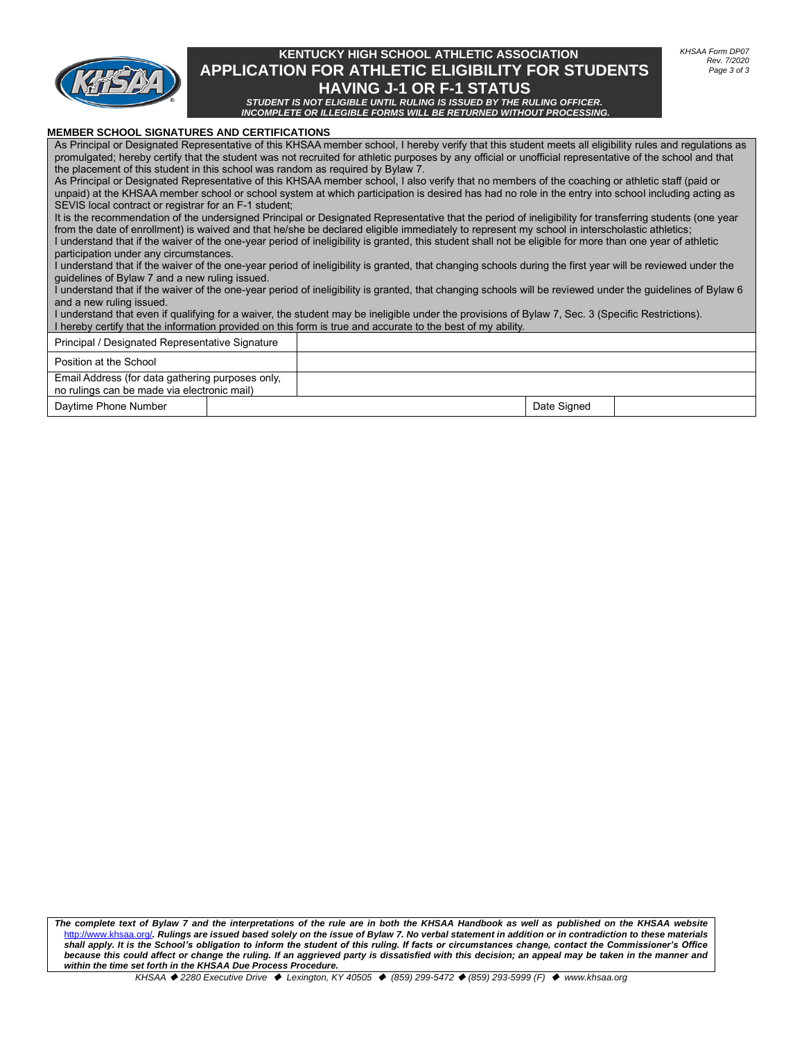# KENTUCKY HIGH SCHOOL ATHLETIC ASSOCIATION

## APPLICATION FOR ATHLETIC ELIGIBILITY FOR STUDENTS HAVING J-1 OR F-1 STATUS

***STUDENT IS NOT ELIGIBLE UNTIL RULING IS ISSUED BY THE RULING OFFICER. INCOMPLETE OR ILLEGIBLE FORMS WILL BE RETURNED WITHOUT PROCESSING.***

*KHSAA Form DP07*
*Rev. 7/2020*

### MEMBER SCHOOL SIGNATURES AND CERTIFICATIONS

As Principal or Designated Representative of this KHSAA member school, I hereby verify that this student meets all eligibility rules and regulations as promulgated; hereby certify that the student was not recruited for athletic purposes by any official or unofficial representative of the school and that the placement of this student in this school was random as required by Bylaw 7.

As Principal or Designated Representative of this KHSAA member school, I also verify that no members of the coaching or athletic staff (paid or unpaid) at the KHSAA member school or school system at which participation is desired has had no role in the entry into school including acting as SEVIS local contract or registrar for an F-1 student;

It is the recommendation of the undersigned Principal or Designated Representative that the period of ineligibility for transferring students (one year from the date of enrollment) is waived and that he/she be declared eligible immediately to represent my school in interscholastic athletics;

I understand that if the waiver of the one-year period of ineligibility is granted, this student shall not be eligible for more than one year of athletic participation under any circumstances.

I understand that if the waiver of the one-year period of ineligibility is granted, that changing schools during the first year will be reviewed under the guidelines of Bylaw 7 and a new ruling issued.

I understand that if the waiver of the one-year period of ineligibility is granted, that changing schools will be reviewed under the guidelines of Bylaw 6 and a new ruling issued.

I understand that even if qualifying for a waiver, the student may be ineligible under the provisions of Bylaw 7, Sec. 3 (Specific Restrictions).

I hereby certify that the information provided on this form is true and accurate to the best of my ability.

| | | | |
|---|---|---|---|
| Principal / Designated Representative Signature | | | |
| Position at the School | | | |
| Email Address (for data gathering purposes only, no rulings can be made via electronic mail) | | | |
| Daytime Phone Number | | Date Signed | |

***The complete text of Bylaw 7 and the interpretations of the rule are in both the KHSAA Handbook as well as published on the KHSAA website*** http://www.khsaa.org/***. Rulings are issued based solely on the issue of Bylaw 7. No verbal statement in addition or in contradiction to these materials shall apply. It is the School's obligation to inform the student of this ruling. If facts or circumstances change, contact the Commissioner's Office because this could affect or change the ruling. If an aggrieved party is dissatisfied with this decision; an appeal may be taken in the manner and within the time set forth in the KHSAA Due Process Procedure.***

*KHSAA ◆ 2280 Executive Drive ◆ Lexington, KY 40505 ◆ (859) 299-5472 ◆ (859) 293-5999 (F) ◆ www.khsaa.org*